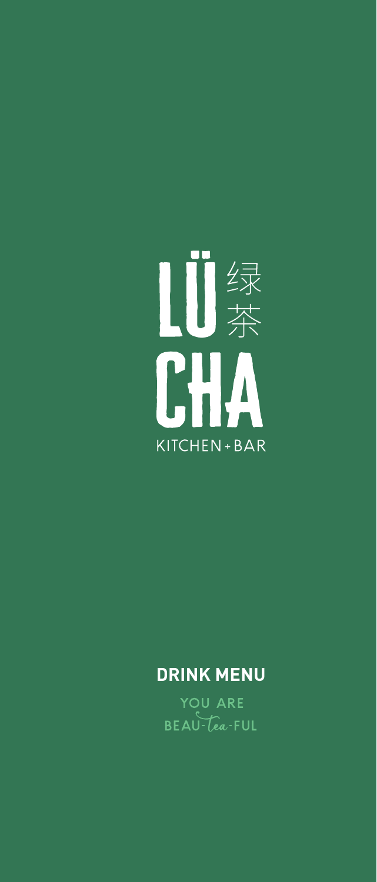# LÜ 绿茶 CHA

KITCHEN + BAR

## DRINK MENU

YOU ARE BEAU-tea-FUL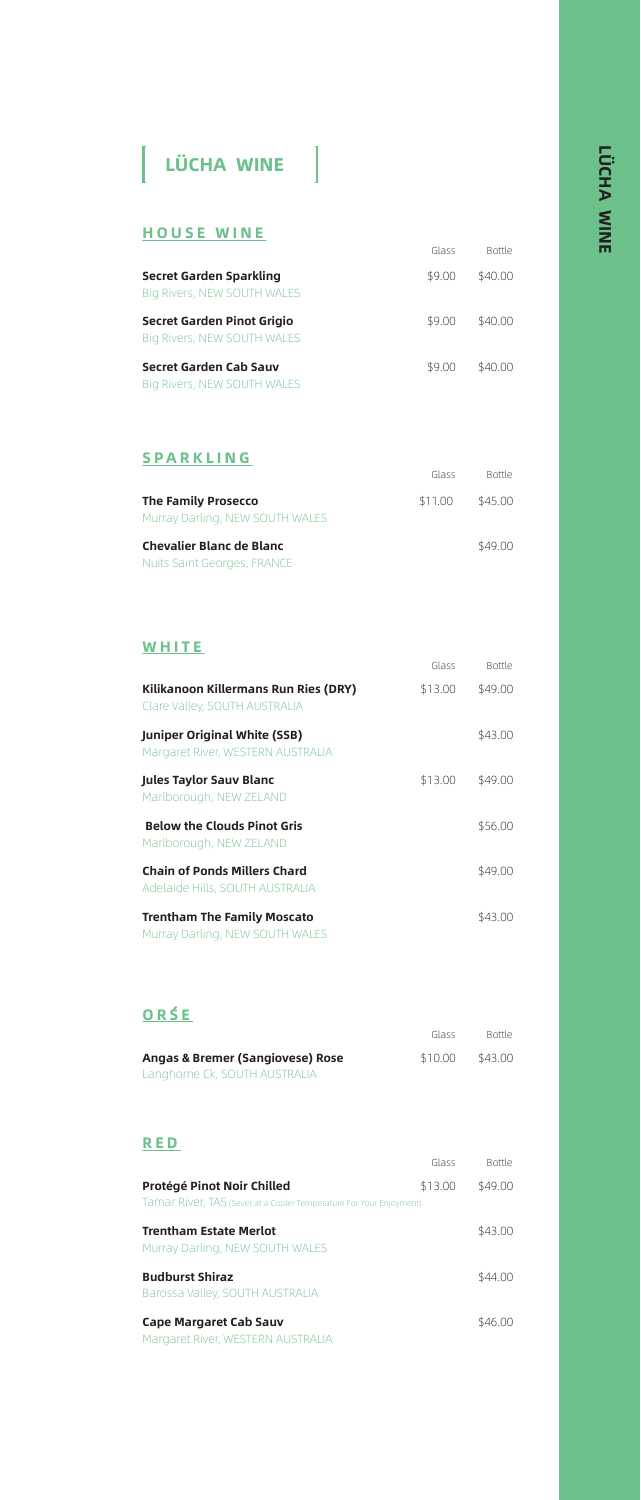# LÜCHA WINE

## HOUSE WINE

| | Glass | Bottle |
|---|---|---|
| **Secret Garden Sparkling**<br>Big Rivers, NEW SOUTH WALES | $9.00 | $40.00 |
| **Secret Garden Pinot Grigio**<br>Big Rivers, NEW SOUTH WALES | $9.00 | $40.00 |
| **Secret Garden Cab Sauv**<br>Big Rivers, NEW SOUTH WALES | $9.00 | $40.00 |

## SPARKLING

| | Glass | Bottle |
|---|---|---|
| **The Family Prosecco**<br>Murray Darling, NEW SOUTH WALES | $11.00 | $45.00 |
| **Chevalier Blanc de Blanc**<br>Nuits Saint Georges, FRANCE | | $49.00 |

## WHITE

| | Glass | Bottle |
|---|---|---|
| **Kilikanoon Killermans Run Ries (DRY)**<br>Clare Valley, SOUTH AUSTRALIA | $13.00 | $49.00 |
| **Juniper Original White (SSB)**<br>Margaret River, WESTERN AUSTRALIA | | $43.00 |
| **Jules Taylor Sauv Blanc**<br>Marlborough, NEW ZELAND | $13.00 | $49.00 |
| **Below the Clouds Pinot Gris**<br>Marlborough, NEW ZELAND | | $56.00 |
| **Chain of Ponds Millers Chard**<br>Adelaide Hills, SOUTH AUSTRALIA | | $49.00 |
| **Trentham The Family Moscato**<br>Murray Darling, NEW SOUTH WALES | | $43.00 |

## ORŚE

| | Glass | Bottle |
|---|---|---|
| **Angas & Bremer (Sangiovese) Rose**<br>Langhorne Ck, SOUTH AUSTRALIA | $10.00 | $43.00 |

## RED

| | Glass | Bottle |
|---|---|---|
| **Protégé Pinot Noir Chilled**<br>Tamar River, TAS (Sever at a Cooler Temperature For Your Enjoyment) | $13.00 | $49.00 |
| **Trentham Estate Merlot**<br>Murray Darling, NEW SOUTH WALES | | $43.00 |
| **Budburst Shiraz**<br>Barossa Valley, SOUTH AUSTRALIA | | $44.00 |
| **Cape Margaret Cab Sauv**<br>Margaret River, WESTERN AUSTRALIA | | $46.00 |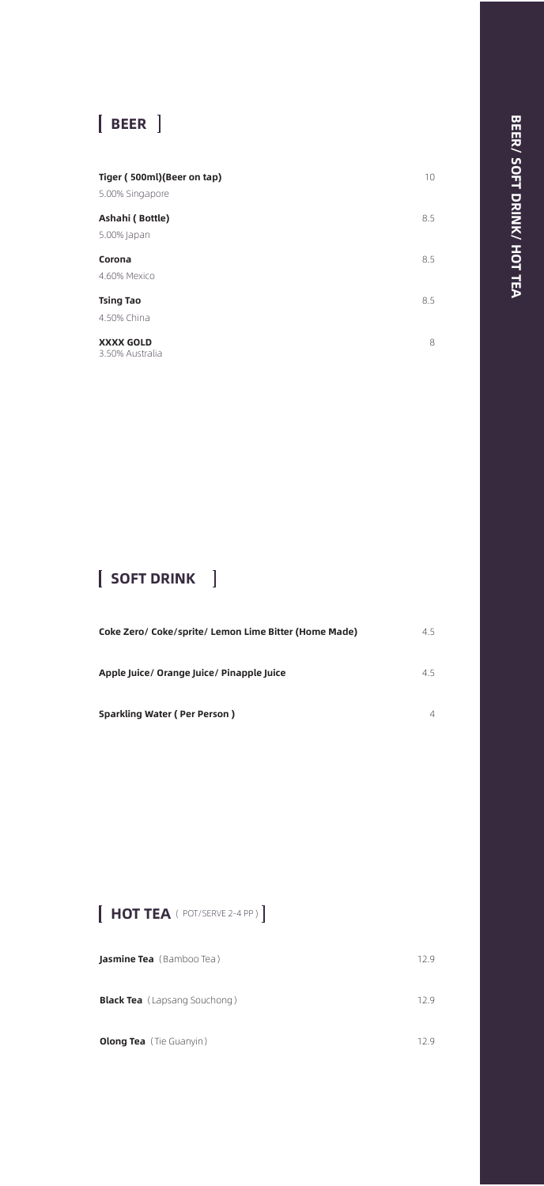## [ BEER ]

**Tiger ( 500ml)(Beer on tap)** 10
5.00% Singapore

**Ashahi ( Bottle)** 8.5
5.00% Japan

**Corona** 8.5
4.60% Mexico

**Tsing Tao** 8.5
4.50% China

**XXXX GOLD** 8
3.50% Australia

## [ SOFT DRINK ]

**Coke Zero/ Coke/sprite/ Lemon Lime Bitter (Home Made)** 4.5

**Apple Juice/ Orange Juice/ Pinapple Juice** 4.5

**Sparkling Water ( Per Person )** 4

## [ HOT TEA ( POT/SERVE 2-4 PP ) ]

**Jasmine Tea** (Bamboo Tea) 12.9

**Black Tea** (Lapsang Souchong) 12.9

**Olong Tea** (Tie Guanyin) 12.9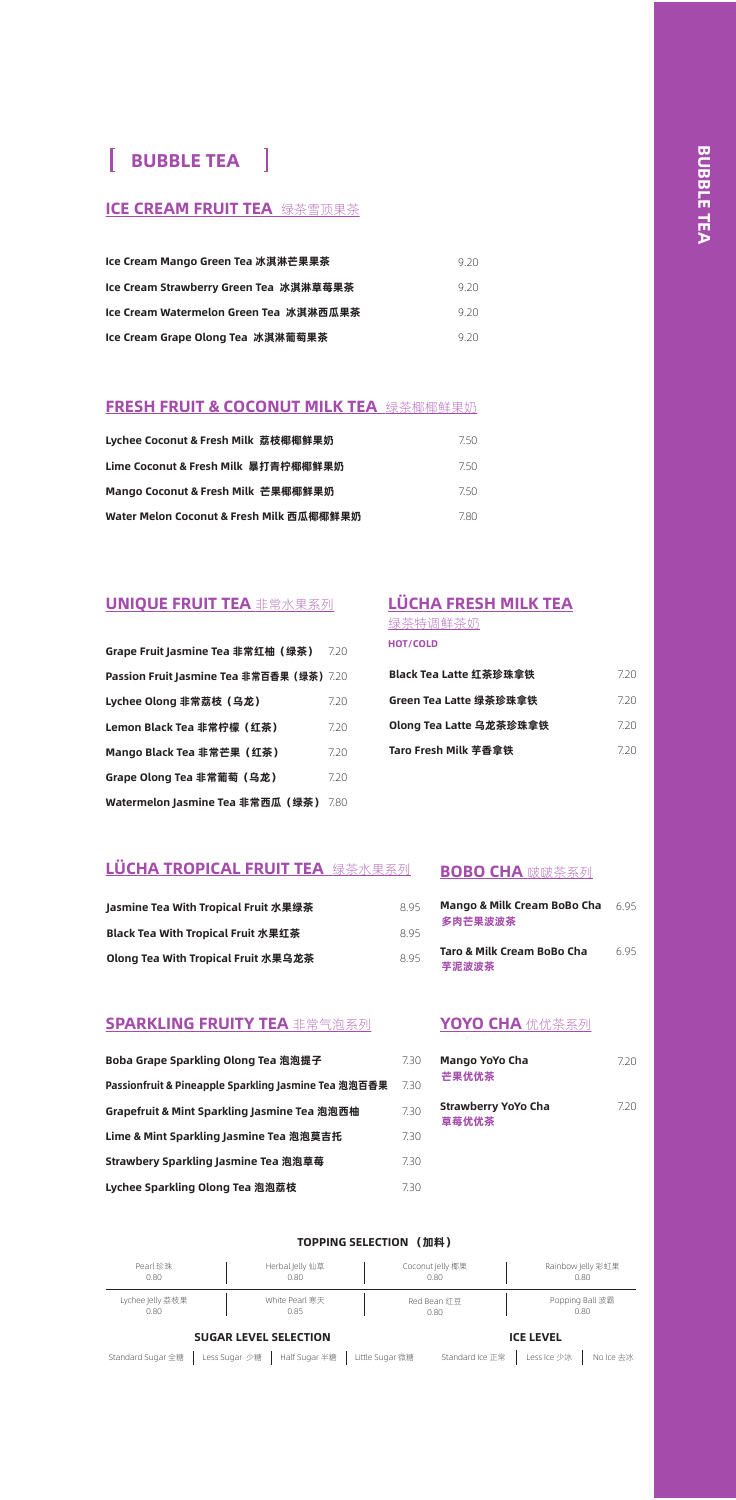# [ BUBBLE TEA ]

## ICE CREAM FRUIT TEA 绿茶雪顶果茶

| Item | Price |
|---|---|
| Ice Cream Mango Green Tea 冰淇淋芒果果茶 | 9.20 |
| Ice Cream Strawberry Green Tea 冰淇淋草莓果茶 | 9.20 |
| Ice Cream Watermelon Green Tea 冰淇淋西瓜果茶 | 9.20 |
| Ice Cream Grape Olong Tea 冰淇淋葡萄果茶 | 9.20 |

## FRESH FRUIT & COCONUT MILK TEA 绿茶椰椰鲜果奶

| Item | Price |
|---|---|
| Lychee Coconut & Fresh Milk 荔枝椰椰鲜果奶 | 7.50 |
| Lime Coconut & Fresh Milk 暴打青柠椰椰鲜果奶 | 7.50 |
| Mango Coconut & Fresh Milk 芒果椰椰鲜果奶 | 7.50 |
| Water Melon Coconut & Fresh Milk 西瓜椰椰鲜果奶 | 7.80 |

## UNIQUE FRUIT TEA 非常水果系列

| Item | Price |
|---|---|
| Grape Fruit Jasmine Tea 非常红柚（绿茶） | 7.20 |
| Passion Fruit Jasmine Tea 非常百香果（绿茶） | 7.20 |
| Lychee Olong 非常荔枝（乌龙） | 7.20 |
| Lemon Black Tea 非常柠檬（红茶） | 7.20 |
| Mango Black Tea 非常芒果（红茶） | 7.20 |
| Grape Olong Tea 非常葡萄（乌龙） | 7.20 |
| Watermelon Jasmine Tea 非常西瓜（绿茶） | 7.80 |

## LÜCHA FRESH MILK TEA 绿茶特调鲜茶奶

HOT/COLD

| Item | Price |
|---|---|
| Black Tea Latte 红茶珍珠拿铁 | 7.20 |
| Green Tea Latte 绿茶珍珠拿铁 | 7.20 |
| Olong Tea Latte 乌龙茶珍珠拿铁 | 7.20 |
| Taro Fresh Milk 芋香拿铁 | 7.20 |

## LÜCHA TROPICAL FRUIT TEA 绿茶水果系列

| Item | Price |
|---|---|
| Jasmine Tea With Tropical Fruit 水果绿茶 | 8.95 |
| Black Tea With Tropical Fruit 水果红茶 | 8.95 |
| Olong Tea With Tropical Fruit 水果乌龙茶 | 8.95 |

## BOBO CHA 啵啵茶系列

| Item | Price |
|---|---|
| Mango & Milk Cream BoBo Cha 多肉芒果波波茶 | 6.95 |
| Taro & Milk Cream BoBo Cha 芋泥波波茶 | 6.95 |

## SPARKLING FRUITY TEA 非常气泡系列

| Item | Price |
|---|---|
| Boba Grape Sparkling Olong Tea 泡泡提子 | 7.30 |
| Passionfruit & Pineapple Sparkling Jasmine Tea 泡泡百香果 | 7.30 |
| Grapefruit & Mint Sparkling Jasmine Tea 泡泡西柚 | 7.30 |
| Lime & Mint Sparkling Jasmine Tea 泡泡莫吉托 | 7.30 |
| Strawbery Sparkling Jasmine Tea 泡泡草莓 | 7.30 |
| Lychee Sparkling Olong Tea 泡泡荔枝 | 7.30 |

## YOYO CHA 优优茶系列

| Item | Price |
|---|---|
| Mango YoYo Cha 芒果优优茶 | 7.20 |
| Strawberry YoYo Cha 草莓优优茶 | 7.20 |

### TOPPING SELECTION （加料）

| Pearl 珍珠 | Herbal Jelly 仙草 | Coconut Jelly 椰果 | Rainbow Jelly 彩虹果 |
|---|---|---|---|
| 0.80 | 0.80 | 0.80 | 0.80 |
| Lychee Jelly 荔枝果 | White Pearl 寒天 | Red Bean 红豆 | Popping Ball 波霸 |
| 0.80 | 0.85 | 0.80 | 0.80 |

### SUGAR LEVEL SELECTION

Standard Sugar 全糖 | Less Sugar 少糖 | Half Sugar 半糖 | Little Sugar 微糖

### ICE LEVEL

Standard Ice 正常 | Less Ice 少冰 | No Ice 去冰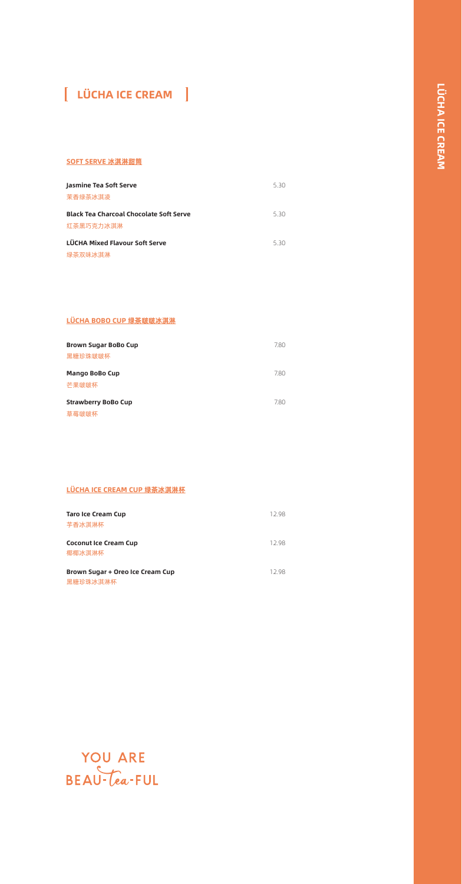# [ LÜCHA ICE CREAM ]

## SOFT SERVE 冰淇淋甜筒

**Jasmine Tea Soft Serve** — 5.30
茉香绿茶冰淇凌

**Black Tea Charcoal Chocolate Soft Serve** — 5.30
红茶黑巧克力冰淇淋

**LÜCHA Mixed Flavour Soft Serve** — 5.30
绿茶双味冰淇淋

## LÜCHA BOBO CUP 绿茶啵啵冰淇淋

**Brown Sugar BoBo Cup** — 7.80
黑糖珍珠啵啵杯

**Mango BoBo Cup** — 7.80
芒果啵啵杯

**Strawberry BoBo Cup** — 7.80
草莓啵啵杯

## LÜCHA ICE CREAM CUP 绿茶冰淇淋杯

**Taro Ice Cream Cup** — 12.98
芋香冰淇淋杯

**Coconut Ice Cream Cup** — 12.98
椰椰冰淇淋杯

**Brown Sugar + Oreo Ice Cream Cup** — 12.98
黑糖珍珠冰淇淋杯

YOU ARE
BEAU-tea-FUL